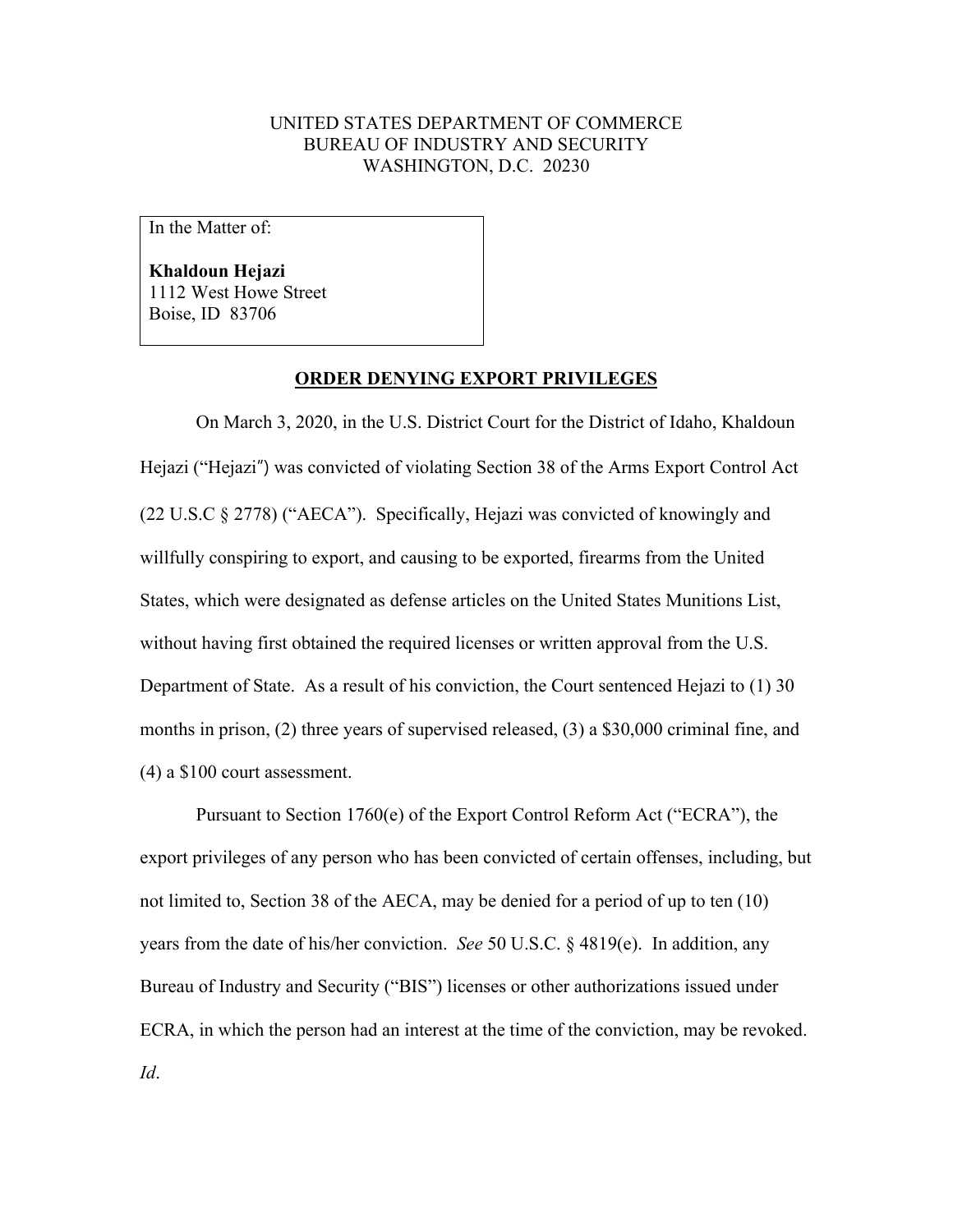UNITED STATES DEPARTMENT OF COMMERCE
BUREAU OF INDUSTRY AND SECURITY
WASHINGTON, D.C. 20230

In the Matter of:

**Khaldoun Hejazi**
1112 West Howe Street
Boise, ID 83706

**ORDER DENYING EXPORT PRIVILEGES**

On March 3, 2020, in the U.S. District Court for the District of Idaho, Khaldoun Hejazi ("Hejazi") was convicted of violating Section 38 of the Arms Export Control Act (22 U.S.C § 2778) ("AECA"). Specifically, Hejazi was convicted of knowingly and willfully conspiring to export, and causing to be exported, firearms from the United States, which were designated as defense articles on the United States Munitions List, without having first obtained the required licenses or written approval from the U.S. Department of State. As a result of his conviction, the Court sentenced Hejazi to (1) 30 months in prison, (2) three years of supervised released, (3) a $30,000 criminal fine, and (4) a $100 court assessment.

Pursuant to Section 1760(e) of the Export Control Reform Act ("ECRA"), the export privileges of any person who has been convicted of certain offenses, including, but not limited to, Section 38 of the AECA, may be denied for a period of up to ten (10) years from the date of his/her conviction. *See* 50 U.S.C. § 4819(e). In addition, any Bureau of Industry and Security ("BIS") licenses or other authorizations issued under ECRA, in which the person had an interest at the time of the conviction, may be revoked. *Id*.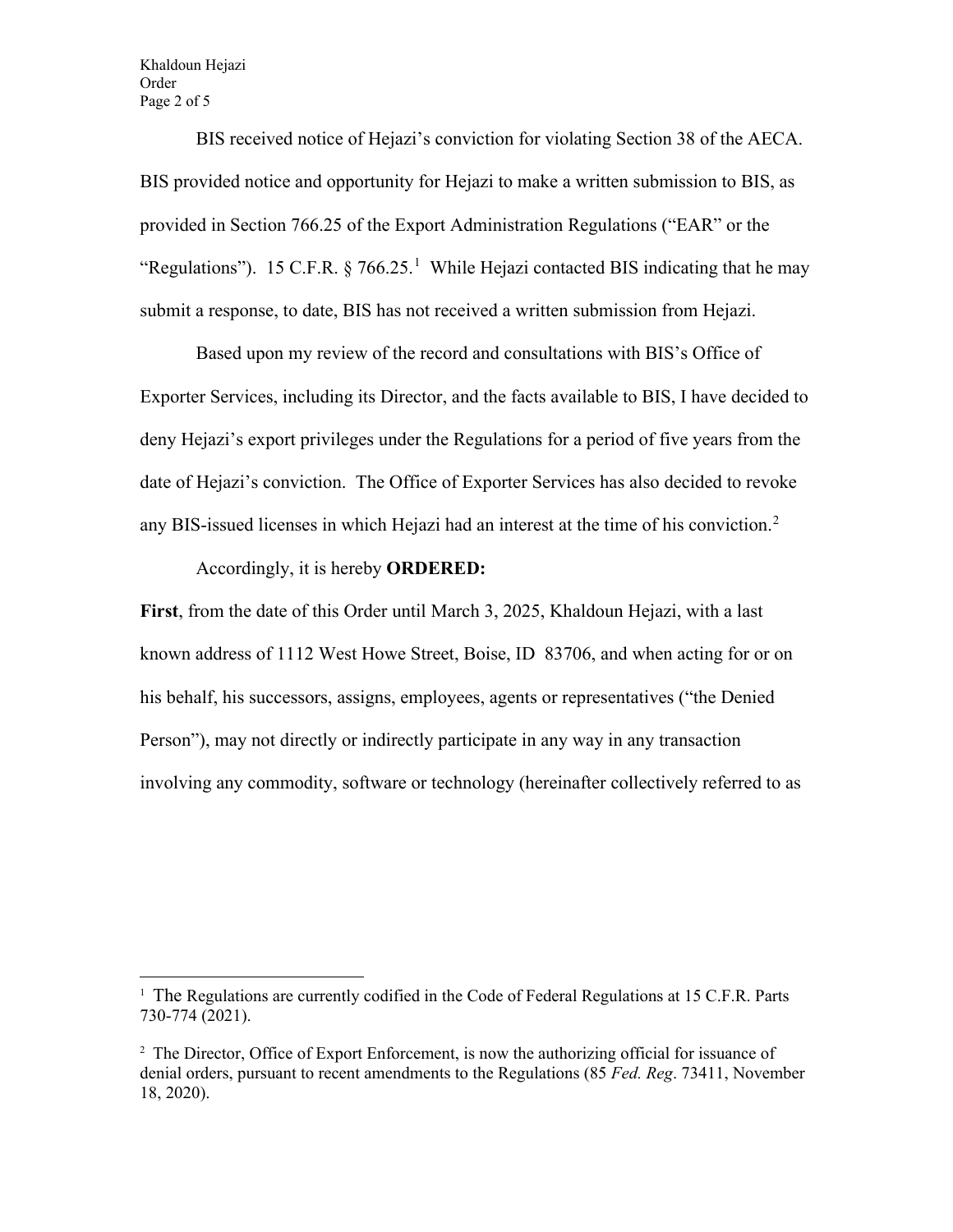BIS received notice of Hejazi's conviction for violating Section 38 of the AECA. BIS provided notice and opportunity for Hejazi to make a written submission to BIS, as provided in Section 766.25 of the Export Administration Regulations ("EAR" or the "Regulations"). 15 C.F.R. § 766.25.[1] While Hejazi contacted BIS indicating that he may submit a response, to date, BIS has not received a written submission from Hejazi.

Based upon my review of the record and consultations with BIS's Office of Exporter Services, including its Director, and the facts available to BIS, I have decided to deny Hejazi's export privileges under the Regulations for a period of five years from the date of Hejazi's conviction. The Office of Exporter Services has also decided to revoke any BIS-issued licenses in which Hejazi had an interest at the time of his conviction.[2]

Accordingly, it is hereby **ORDERED:**

**First**, from the date of this Order until March 3, 2025, Khaldoun Hejazi, with a last known address of 1112 West Howe Street, Boise, ID 83706, and when acting for or on his behalf, his successors, assigns, employees, agents or representatives ("the Denied Person"), may not directly or indirectly participate in any way in any transaction involving any commodity, software or technology (hereinafter collectively referred to as

---

[1] The Regulations are currently codified in the Code of Federal Regulations at 15 C.F.R. Parts 730-774 (2021).

[2] The Director, Office of Export Enforcement, is now the authorizing official for issuance of denial orders, pursuant to recent amendments to the Regulations (85 *Fed. Reg*. 73411, November 18, 2020).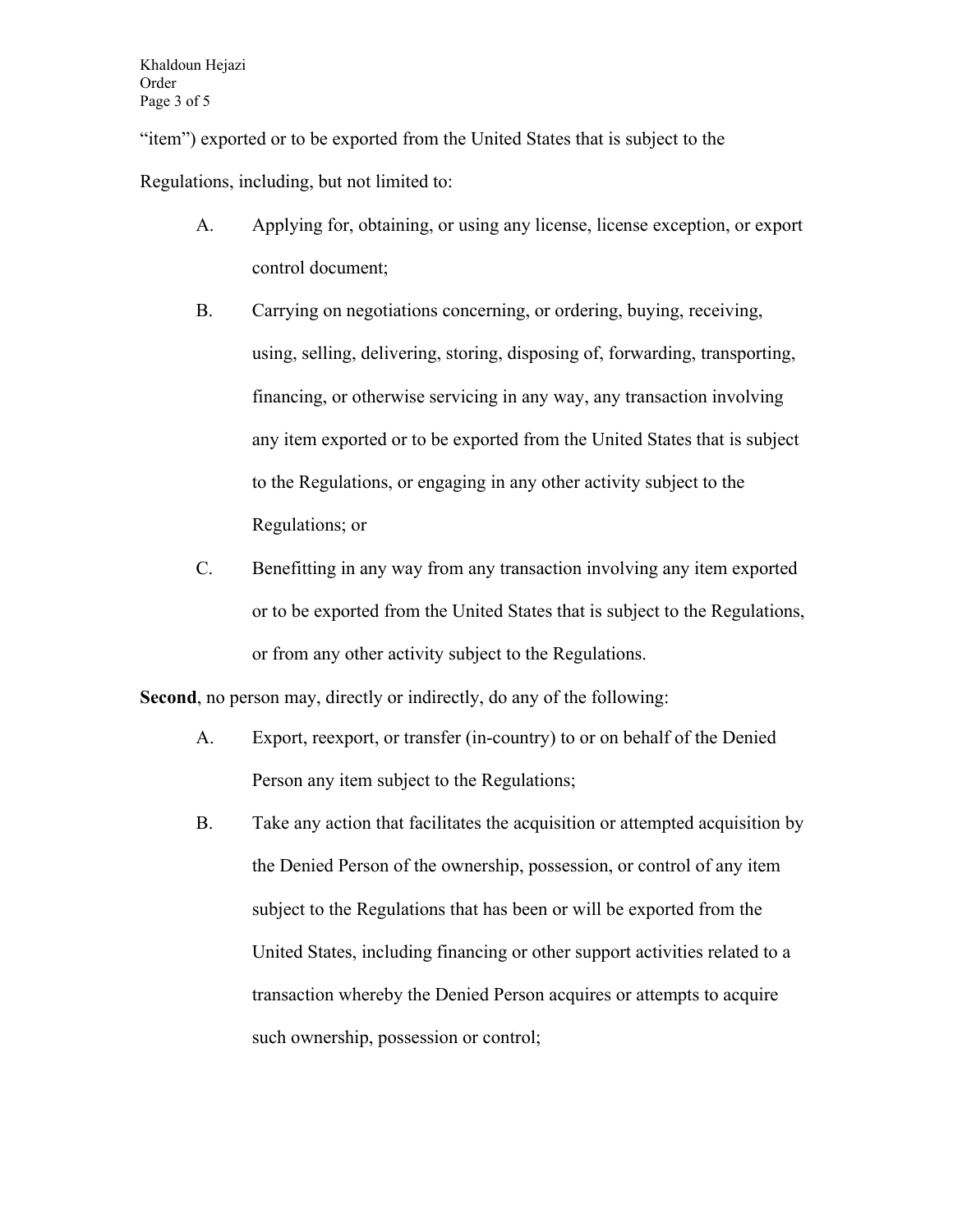"item") exported or to be exported from the United States that is subject to the Regulations, including, but not limited to:

A. Applying for, obtaining, or using any license, license exception, or export control document;

B. Carrying on negotiations concerning, or ordering, buying, receiving, using, selling, delivering, storing, disposing of, forwarding, transporting, financing, or otherwise servicing in any way, any transaction involving any item exported or to be exported from the United States that is subject to the Regulations, or engaging in any other activity subject to the Regulations; or

C. Benefitting in any way from any transaction involving any item exported or to be exported from the United States that is subject to the Regulations, or from any other activity subject to the Regulations.

**Second**, no person may, directly or indirectly, do any of the following:

A. Export, reexport, or transfer (in-country) to or on behalf of the Denied Person any item subject to the Regulations;

B. Take any action that facilitates the acquisition or attempted acquisition by the Denied Person of the ownership, possession, or control of any item subject to the Regulations that has been or will be exported from the United States, including financing or other support activities related to a transaction whereby the Denied Person acquires or attempts to acquire such ownership, possession or control;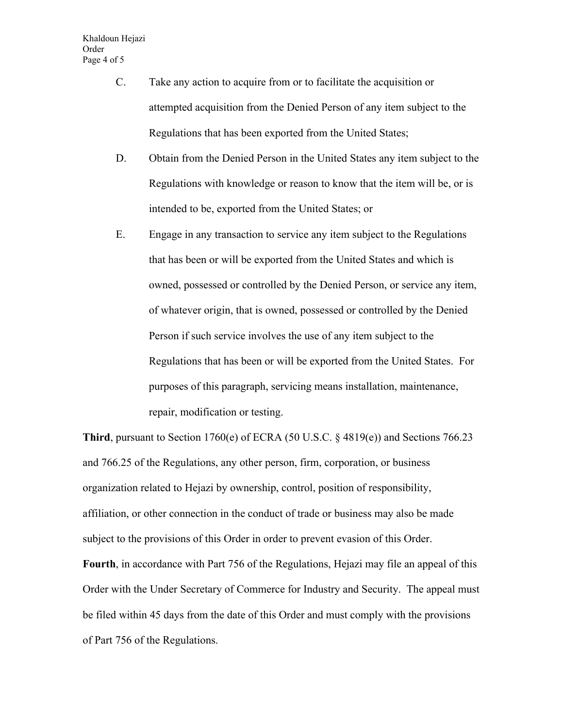C. Take any action to acquire from or to facilitate the acquisition or attempted acquisition from the Denied Person of any item subject to the Regulations that has been exported from the United States;

D. Obtain from the Denied Person in the United States any item subject to the Regulations with knowledge or reason to know that the item will be, or is intended to be, exported from the United States; or

E. Engage in any transaction to service any item subject to the Regulations that has been or will be exported from the United States and which is owned, possessed or controlled by the Denied Person, or service any item, of whatever origin, that is owned, possessed or controlled by the Denied Person if such service involves the use of any item subject to the Regulations that has been or will be exported from the United States. For purposes of this paragraph, servicing means installation, maintenance, repair, modification or testing.

**Third**, pursuant to Section 1760(e) of ECRA (50 U.S.C. § 4819(e)) and Sections 766.23 and 766.25 of the Regulations, any other person, firm, corporation, or business organization related to Hejazi by ownership, control, position of responsibility, affiliation, or other connection in the conduct of trade or business may also be made subject to the provisions of this Order in order to prevent evasion of this Order.

**Fourth**, in accordance with Part 756 of the Regulations, Hejazi may file an appeal of this Order with the Under Secretary of Commerce for Industry and Security. The appeal must be filed within 45 days from the date of this Order and must comply with the provisions of Part 756 of the Regulations.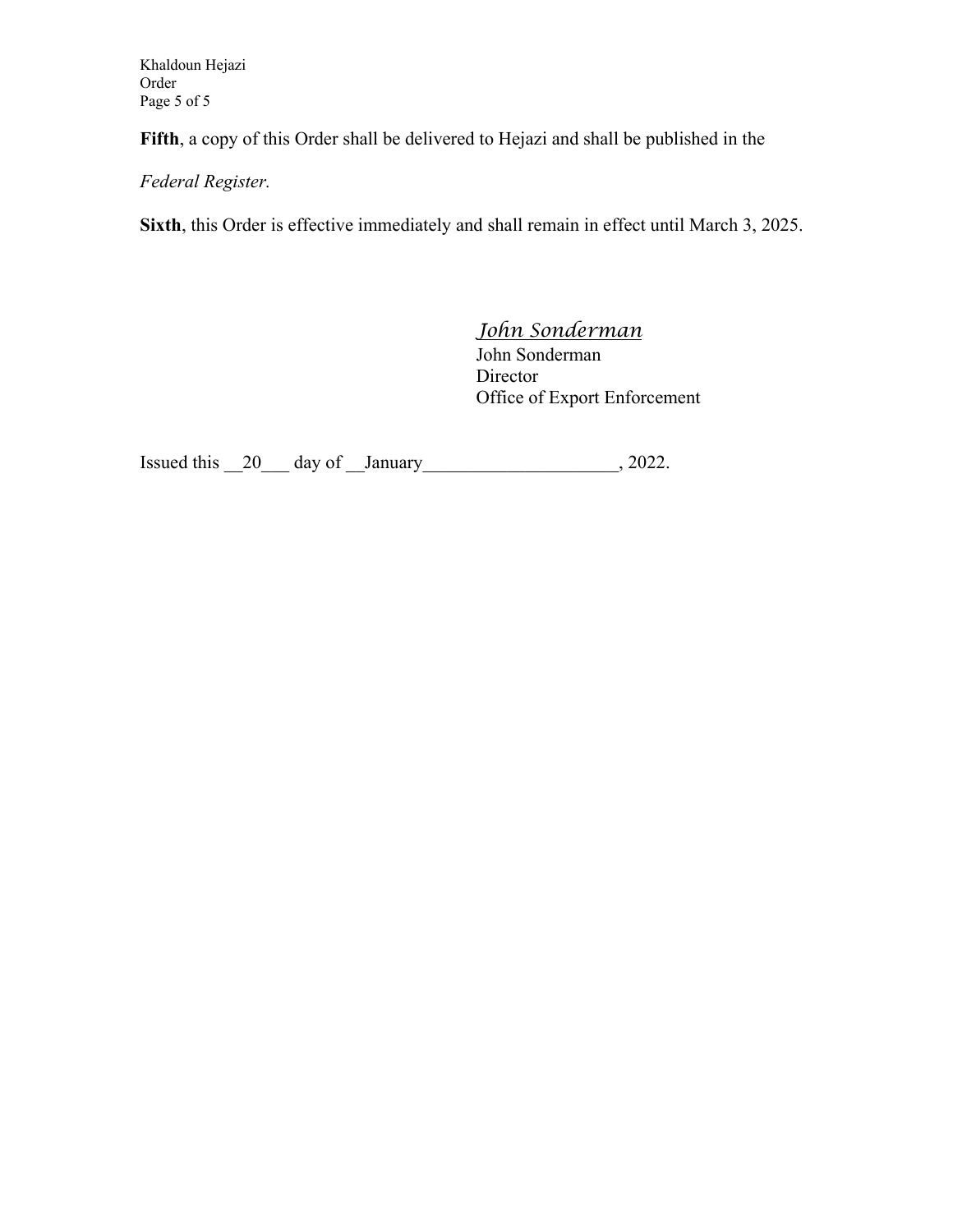**Fifth**, a copy of this Order shall be delivered to Hejazi and shall be published in the *Federal Register.*

**Sixth**, this Order is effective immediately and shall remain in effect until March 3, 2025.

*John Sonderman*
John Sonderman
Director
Office of Export Enforcement

Issued this __20___ day of __January____________________, 2022.